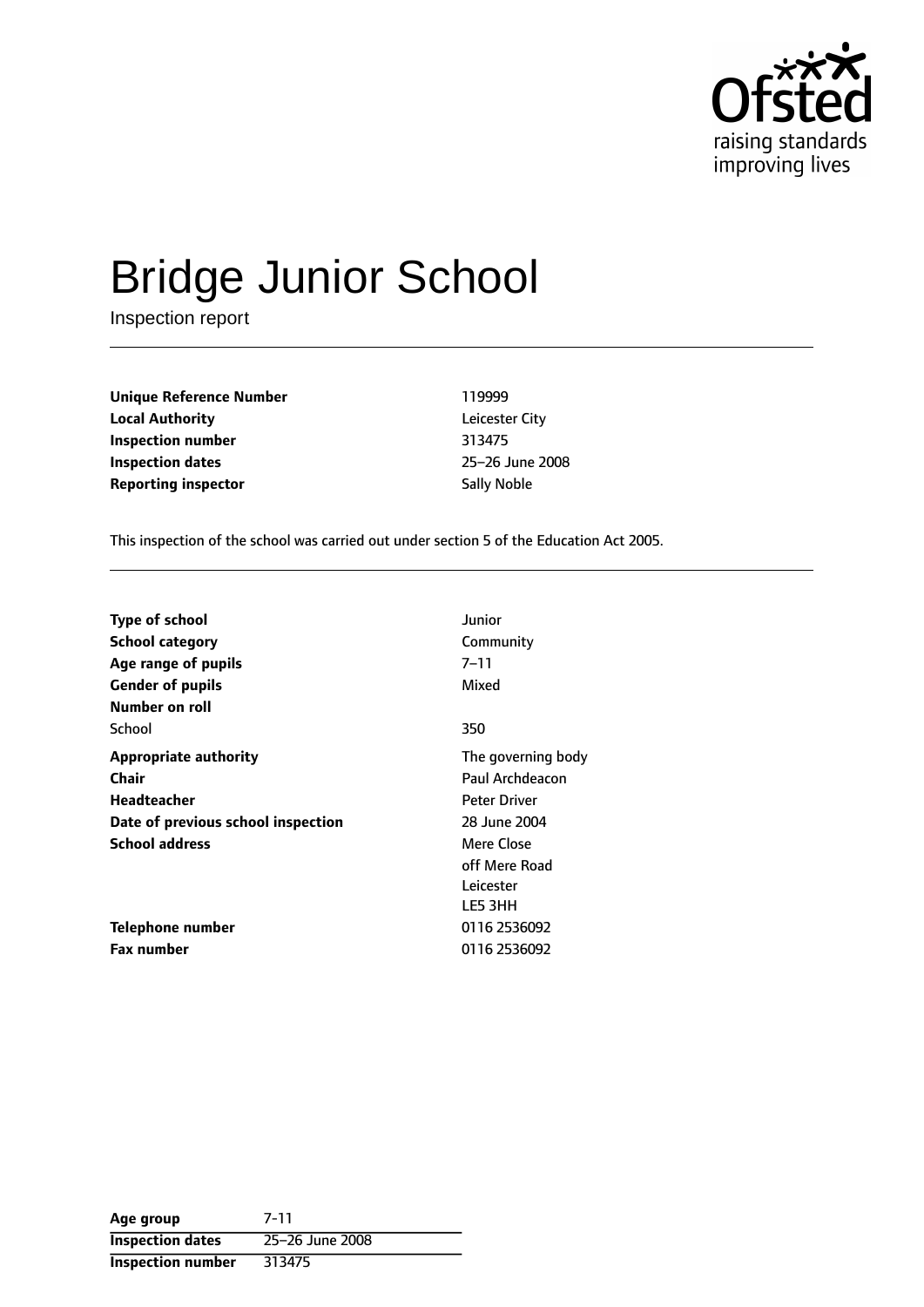# Bridge Junior School

Inspection report

| | |
|---|---|
| **Unique Reference Number** | 119999 |
| **Local Authority** | Leicester City |
| **Inspection number** | 313475 |
| **Inspection dates** | 25–26 June 2008 |
| **Reporting inspector** | Sally Noble |

This inspection of the school was carried out under section 5 of the Education Act 2005.

| | |
|---|---|
| **Type of school** | Junior |
| **School category** | Community |
| **Age range of pupils** | 7–11 |
| **Gender of pupils** | Mixed |
| **Number on roll** | |
| School | 350 |
| **Appropriate authority** | The governing body |
| **Chair** | Paul Archdeacon |
| **Headteacher** | Peter Driver |
| **Date of previous school inspection** | 28 June 2004 |
| **School address** | Mere Close<br>off Mere Road<br>Leicester<br>LE5 3HH |
| **Telephone number** | 0116 2536092 |
| **Fax number** | 0116 2536092 |

| | |
|---|---|
| **Age group** | 7-11 |
| **Inspection dates** | 25–26 June 2008 |
| **Inspection number** | 313475 |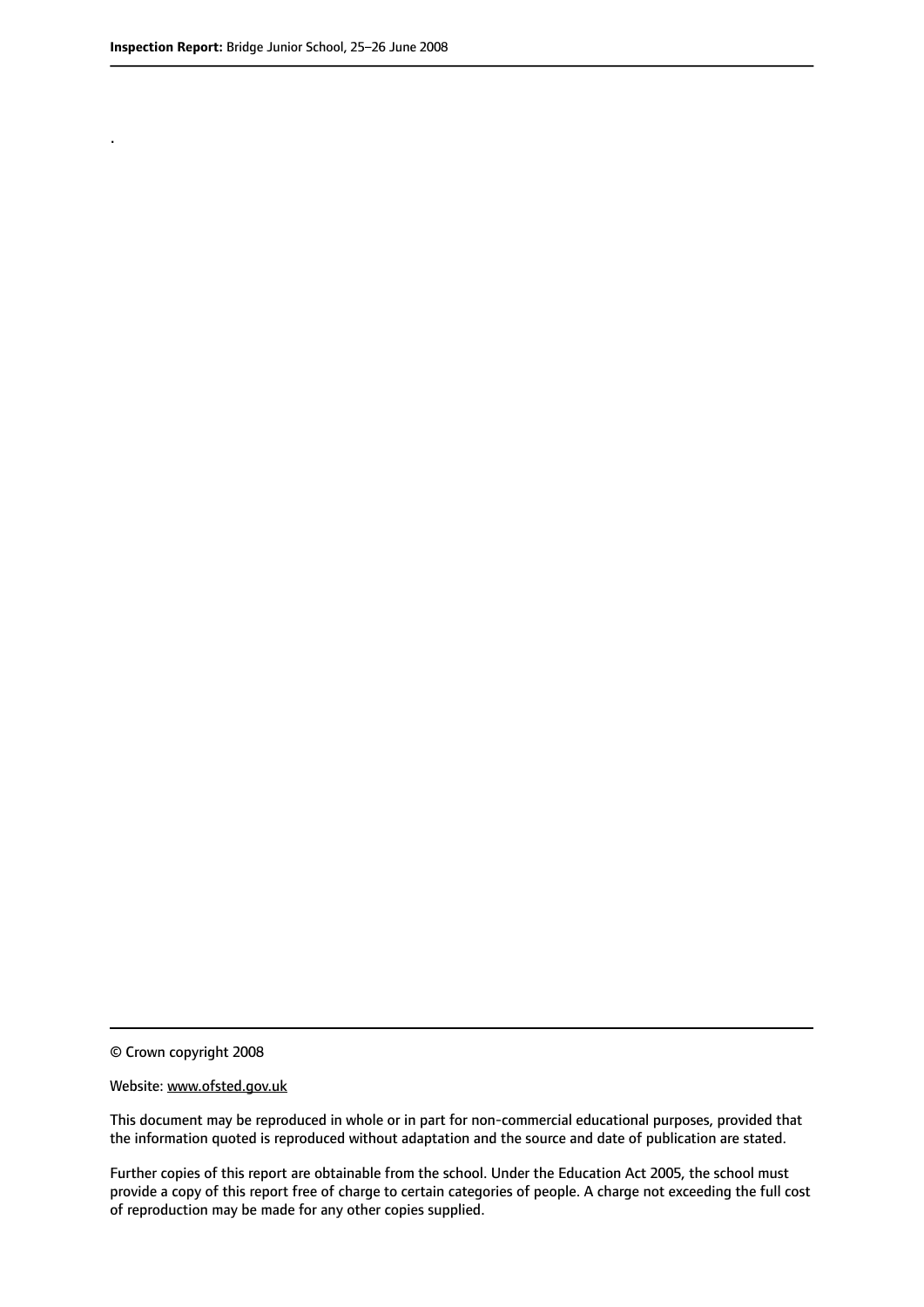.

© Crown copyright 2008

Website: www.ofsted.gov.uk

This document may be reproduced in whole or in part for non-commercial educational purposes, provided that the information quoted is reproduced without adaptation and the source and date of publication are stated.

Further copies of this report are obtainable from the school. Under the Education Act 2005, the school must provide a copy of this report free of charge to certain categories of people. A charge not exceeding the full cost of reproduction may be made for any other copies supplied.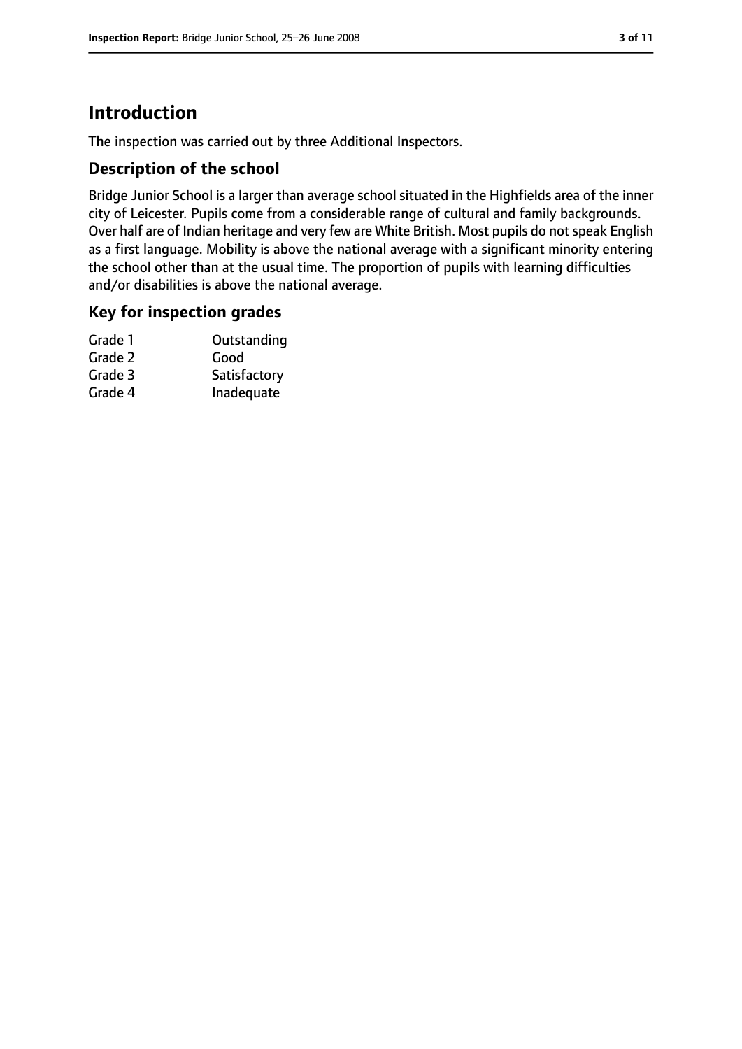# Introduction

The inspection was carried out by three Additional Inspectors.

## Description of the school

Bridge Junior School is a larger than average school situated in the Highfields area of the inner city of Leicester. Pupils come from a considerable range of cultural and family backgrounds. Over half are of Indian heritage and very few are White British. Most pupils do not speak English as a first language. Mobility is above the national average with a significant minority entering the school other than at the usual time. The proportion of pupils with learning difficulties and/or disabilities is above the national average.

## Key for inspection grades

| | |
|---|---|
| Grade 1 | Outstanding |
| Grade 2 | Good |
| Grade 3 | Satisfactory |
| Grade 4 | Inadequate |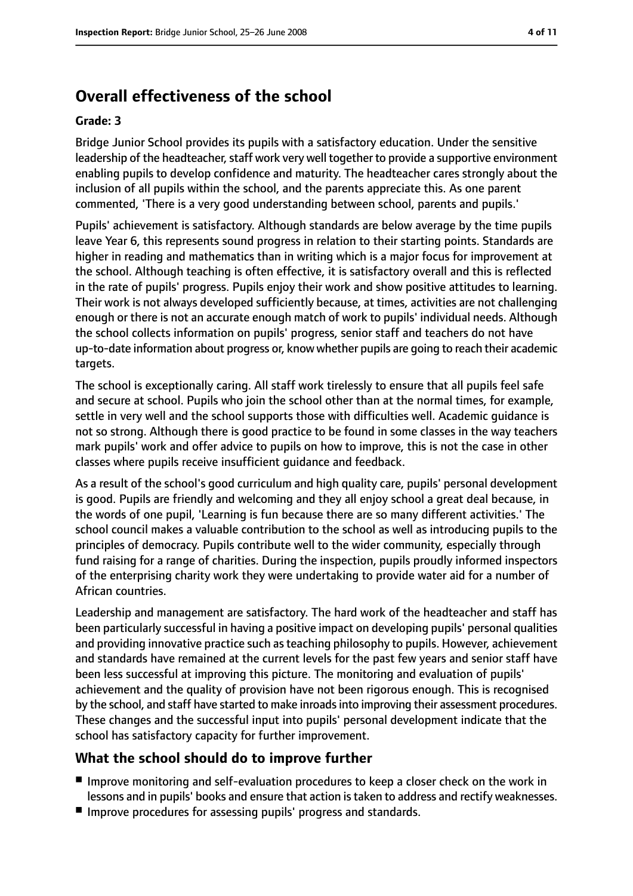# Overall effectiveness of the school

**Grade: 3**

Bridge Junior School provides its pupils with a satisfactory education. Under the sensitive leadership of the headteacher, staff work very well together to provide a supportive environment enabling pupils to develop confidence and maturity. The headteacher cares strongly about the inclusion of all pupils within the school, and the parents appreciate this. As one parent commented, 'There is a very good understanding between school, parents and pupils.'

Pupils' achievement is satisfactory. Although standards are below average by the time pupils leave Year 6, this represents sound progress in relation to their starting points. Standards are higher in reading and mathematics than in writing which is a major focus for improvement at the school. Although teaching is often effective, it is satisfactory overall and this is reflected in the rate of pupils' progress. Pupils enjoy their work and show positive attitudes to learning. Their work is not always developed sufficiently because, at times, activities are not challenging enough or there is not an accurate enough match of work to pupils' individual needs. Although the school collects information on pupils' progress, senior staff and teachers do not have up-to-date information about progress or, know whether pupils are going to reach their academic targets.

The school is exceptionally caring. All staff work tirelessly to ensure that all pupils feel safe and secure at school. Pupils who join the school other than at the normal times, for example, settle in very well and the school supports those with difficulties well. Academic guidance is not so strong. Although there is good practice to be found in some classes in the way teachers mark pupils' work and offer advice to pupils on how to improve, this is not the case in other classes where pupils receive insufficient guidance and feedback.

As a result of the school's good curriculum and high quality care, pupils' personal development is good. Pupils are friendly and welcoming and they all enjoy school a great deal because, in the words of one pupil, 'Learning is fun because there are so many different activities.' The school council makes a valuable contribution to the school as well as introducing pupils to the principles of democracy. Pupils contribute well to the wider community, especially through fund raising for a range of charities. During the inspection, pupils proudly informed inspectors of the enterprising charity work they were undertaking to provide water aid for a number of African countries.

Leadership and management are satisfactory. The hard work of the headteacher and staff has been particularly successful in having a positive impact on developing pupils' personal qualities and providing innovative practice such as teaching philosophy to pupils. However, achievement and standards have remained at the current levels for the past few years and senior staff have been less successful at improving this picture. The monitoring and evaluation of pupils' achievement and the quality of provision have not been rigorous enough. This is recognised by the school, and staff have started to make inroads into improving their assessment procedures. These changes and the successful input into pupils' personal development indicate that the school has satisfactory capacity for further improvement.

## What the school should do to improve further

- Improve monitoring and self-evaluation procedures to keep a closer check on the work in lessons and in pupils' books and ensure that action is taken to address and rectify weaknesses.
- Improve procedures for assessing pupils' progress and standards.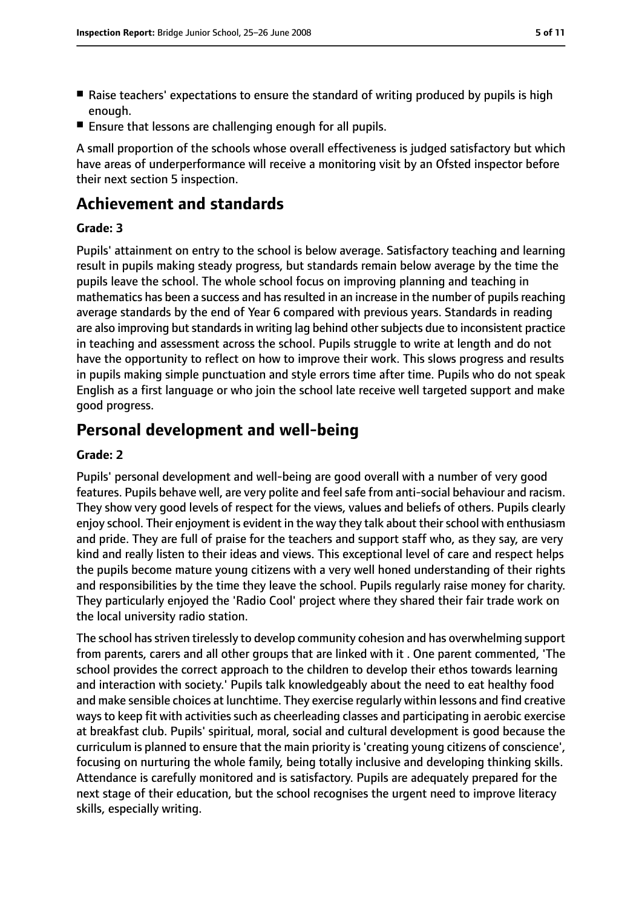- Raise teachers' expectations to ensure the standard of writing produced by pupils is high enough.
- Ensure that lessons are challenging enough for all pupils.

A small proportion of the schools whose overall effectiveness is judged satisfactory but which have areas of underperformance will receive a monitoring visit by an Ofsted inspector before their next section 5 inspection.

# Achievement and standards

### Grade: 3

Pupils' attainment on entry to the school is below average. Satisfactory teaching and learning result in pupils making steady progress, but standards remain below average by the time the pupils leave the school. The whole school focus on improving planning and teaching in mathematics has been a success and has resulted in an increase in the number of pupils reaching average standards by the end of Year 6 compared with previous years. Standards in reading are also improving but standards in writing lag behind other subjects due to inconsistent practice in teaching and assessment across the school. Pupils struggle to write at length and do not have the opportunity to reflect on how to improve their work. This slows progress and results in pupils making simple punctuation and style errors time after time. Pupils who do not speak English as a first language or who join the school late receive well targeted support and make good progress.

# Personal development and well-being

### Grade: 2

Pupils' personal development and well-being are good overall with a number of very good features. Pupils behave well, are very polite and feel safe from anti-social behaviour and racism. They show very good levels of respect for the views, values and beliefs of others. Pupils clearly enjoy school. Their enjoyment is evident in the way they talk about their school with enthusiasm and pride. They are full of praise for the teachers and support staff who, as they say, are very kind and really listen to their ideas and views. This exceptional level of care and respect helps the pupils become mature young citizens with a very well honed understanding of their rights and responsibilities by the time they leave the school. Pupils regularly raise money for charity. They particularly enjoyed the 'Radio Cool' project where they shared their fair trade work on the local university radio station.

The school has striven tirelessly to develop community cohesion and has overwhelming support from parents, carers and all other groups that are linked with it . One parent commented, 'The school provides the correct approach to the children to develop their ethos towards learning and interaction with society.' Pupils talk knowledgeably about the need to eat healthy food and make sensible choices at lunchtime. They exercise regularly within lessons and find creative ways to keep fit with activities such as cheerleading classes and participating in aerobic exercise at breakfast club. Pupils' spiritual, moral, social and cultural development is good because the curriculum is planned to ensure that the main priority is 'creating young citizens of conscience', focusing on nurturing the whole family, being totally inclusive and developing thinking skills. Attendance is carefully monitored and is satisfactory. Pupils are adequately prepared for the next stage of their education, but the school recognises the urgent need to improve literacy skills, especially writing.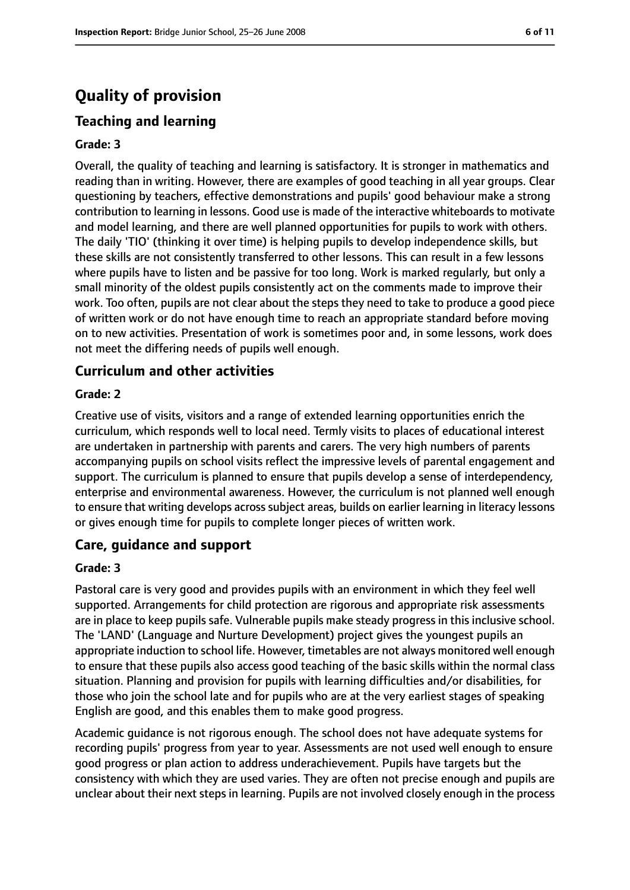# Quality of provision

## Teaching and learning

### Grade: 3

Overall, the quality of teaching and learning is satisfactory. It is stronger in mathematics and reading than in writing. However, there are examples of good teaching in all year groups. Clear questioning by teachers, effective demonstrations and pupils' good behaviour make a strong contribution to learning in lessons. Good use is made of the interactive whiteboards to motivate and model learning, and there are well planned opportunities for pupils to work with others. The daily 'TIO' (thinking it over time) is helping pupils to develop independence skills, but these skills are not consistently transferred to other lessons. This can result in a few lessons where pupils have to listen and be passive for too long. Work is marked regularly, but only a small minority of the oldest pupils consistently act on the comments made to improve their work. Too often, pupils are not clear about the steps they need to take to produce a good piece of written work or do not have enough time to reach an appropriate standard before moving on to new activities. Presentation of work is sometimes poor and, in some lessons, work does not meet the differing needs of pupils well enough.

## Curriculum and other activities

### Grade: 2

Creative use of visits, visitors and a range of extended learning opportunities enrich the curriculum, which responds well to local need. Termly visits to places of educational interest are undertaken in partnership with parents and carers. The very high numbers of parents accompanying pupils on school visits reflect the impressive levels of parental engagement and support. The curriculum is planned to ensure that pupils develop a sense of interdependency, enterprise and environmental awareness. However, the curriculum is not planned well enough to ensure that writing develops across subject areas, builds on earlier learning in literacy lessons or gives enough time for pupils to complete longer pieces of written work.

## Care, guidance and support

### Grade: 3

Pastoral care is very good and provides pupils with an environment in which they feel well supported. Arrangements for child protection are rigorous and appropriate risk assessments are in place to keep pupils safe. Vulnerable pupils make steady progress in this inclusive school. The 'LAND' (Language and Nurture Development) project gives the youngest pupils an appropriate induction to school life. However, timetables are not always monitored well enough to ensure that these pupils also access good teaching of the basic skills within the normal class situation. Planning and provision for pupils with learning difficulties and/or disabilities, for those who join the school late and for pupils who are at the very earliest stages of speaking English are good, and this enables them to make good progress.

Academic guidance is not rigorous enough. The school does not have adequate systems for recording pupils' progress from year to year. Assessments are not used well enough to ensure good progress or plan action to address underachievement. Pupils have targets but the consistency with which they are used varies. They are often not precise enough and pupils are unclear about their next steps in learning. Pupils are not involved closely enough in the process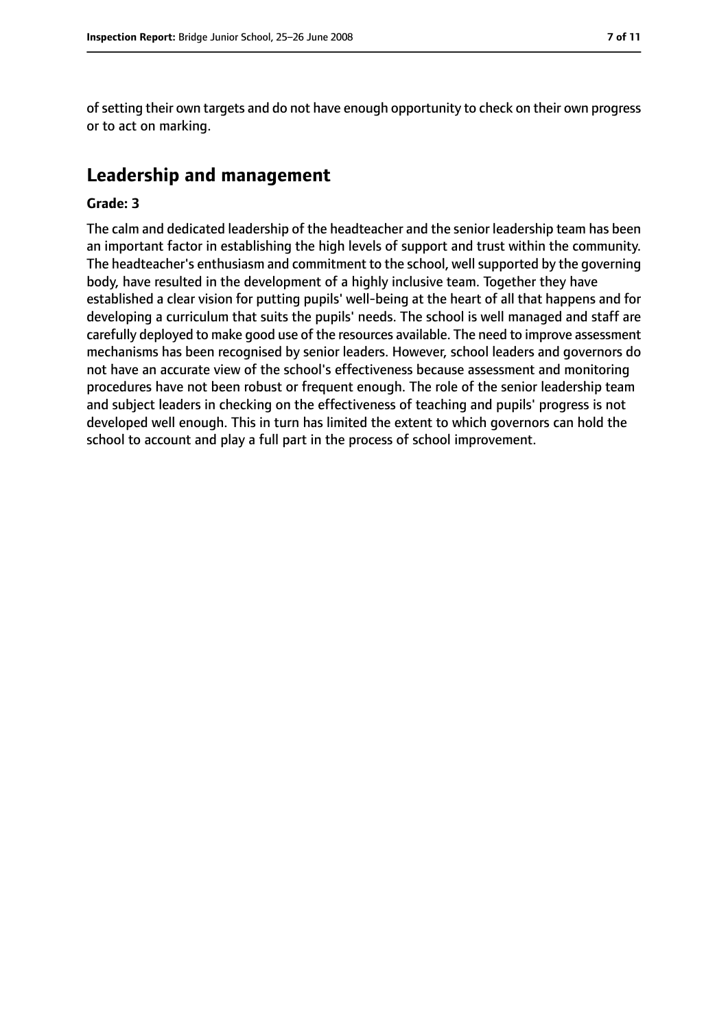of setting their own targets and do not have enough opportunity to check on their own progress or to act on marking.

## Leadership and management

**Grade: 3**

The calm and dedicated leadership of the headteacher and the senior leadership team has been an important factor in establishing the high levels of support and trust within the community. The headteacher's enthusiasm and commitment to the school, well supported by the governing body, have resulted in the development of a highly inclusive team. Together they have established a clear vision for putting pupils' well-being at the heart of all that happens and for developing a curriculum that suits the pupils' needs. The school is well managed and staff are carefully deployed to make good use of the resources available. The need to improve assessment mechanisms has been recognised by senior leaders. However, school leaders and governors do not have an accurate view of the school's effectiveness because assessment and monitoring procedures have not been robust or frequent enough. The role of the senior leadership team and subject leaders in checking on the effectiveness of teaching and pupils' progress is not developed well enough. This in turn has limited the extent to which governors can hold the school to account and play a full part in the process of school improvement.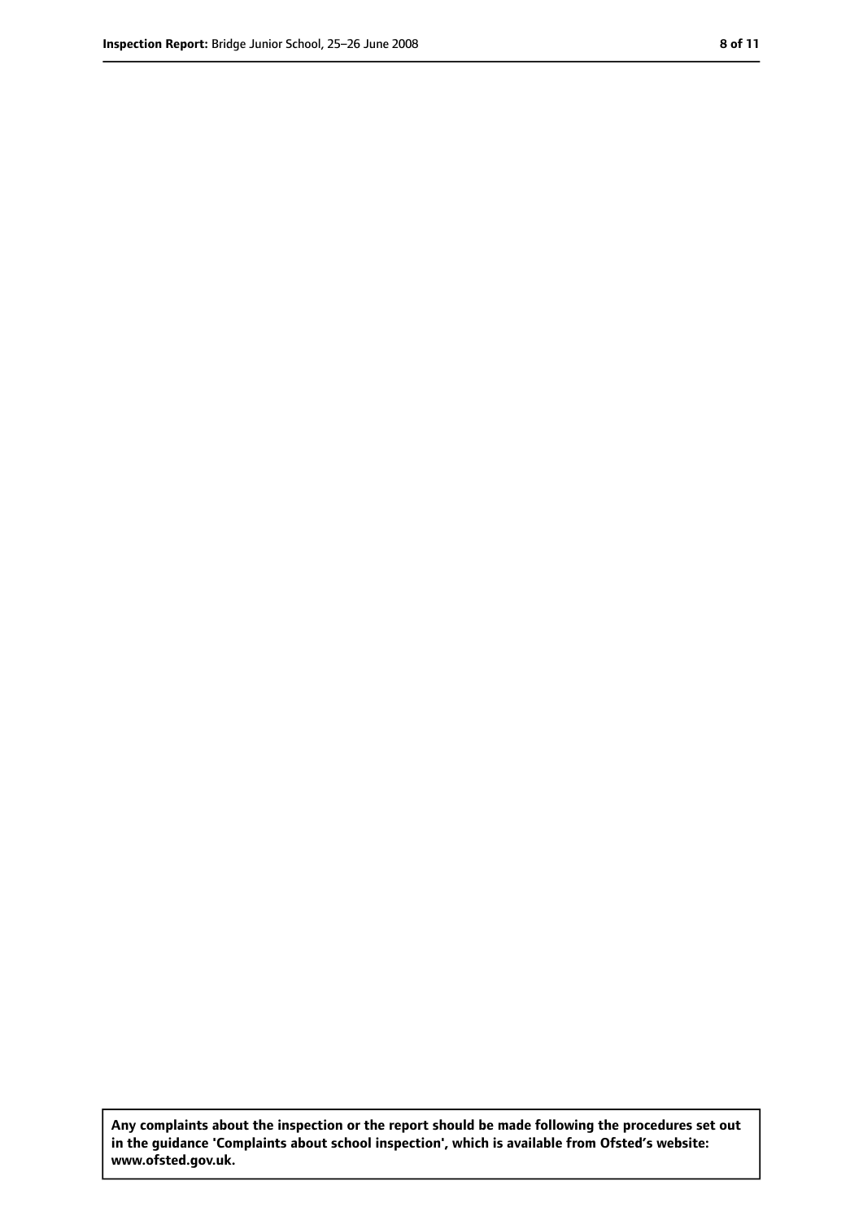**Any complaints about the inspection or the report should be made following the procedures set out in the guidance 'Complaints about school inspection', which is available from Ofsted's website: www.ofsted.gov.uk.**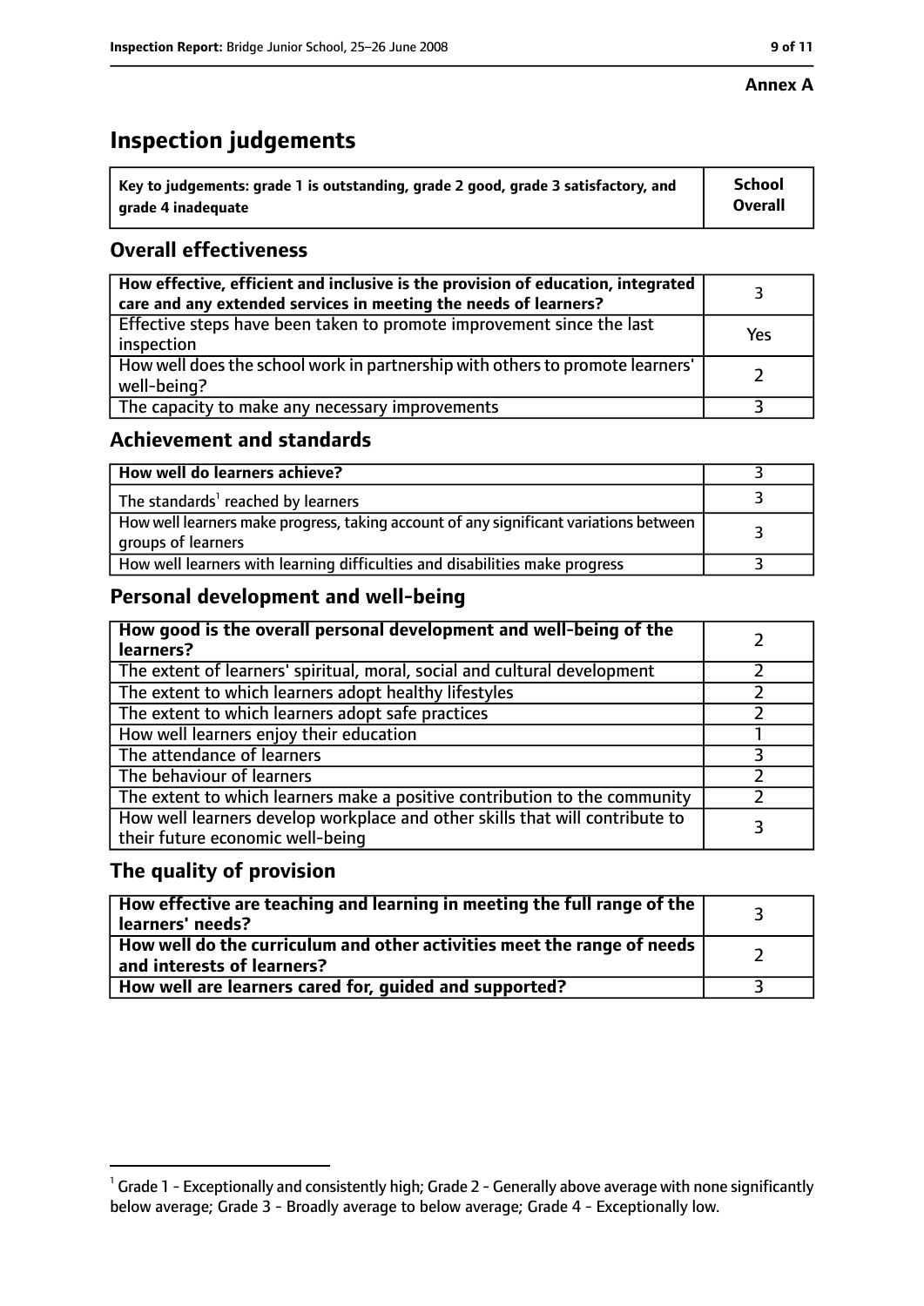**Annex A**

# Inspection judgements

| Key to judgements: grade 1 is outstanding, grade 2 good, grade 3 satisfactory, and grade 4 inadequate | School Overall |
|---|---|

## Overall effectiveness

| | |
|---|---|
| **How effective, efficient and inclusive is the provision of education, integrated care and any extended services in meeting the needs of learners?** | 3 |
| Effective steps have been taken to promote improvement since the last inspection | Yes |
| How well does the school work in partnership with others to promote learners' well-being? | 2 |
| The capacity to make any necessary improvements | 3 |

## Achievement and standards

| | |
|---|---|
| **How well do learners achieve?** | 3 |
| The standards[1] reached by learners | 3 |
| How well learners make progress, taking account of any significant variations between groups of learners | 3 |
| How well learners with learning difficulties and disabilities make progress | 3 |

## Personal development and well-being

| | |
|---|---|
| **How good is the overall personal development and well-being of the learners?** | 2 |
| The extent of learners' spiritual, moral, social and cultural development | 2 |
| The extent to which learners adopt healthy lifestyles | 2 |
| The extent to which learners adopt safe practices | 2 |
| How well learners enjoy their education | 1 |
| The attendance of learners | 3 |
| The behaviour of learners | 2 |
| The extent to which learners make a positive contribution to the community | 2 |
| How well learners develop workplace and other skills that will contribute to their future economic well-being | 3 |

## The quality of provision

| | |
|---|---|
| **How effective are teaching and learning in meeting the full range of the learners' needs?** | 3 |
| **How well do the curriculum and other activities meet the range of needs and interests of learners?** | 2 |
| **How well are learners cared for, guided and supported?** | 3 |

[1] Grade 1 - Exceptionally and consistently high; Grade 2 - Generally above average with none significantly below average; Grade 3 - Broadly average to below average; Grade 4 - Exceptionally low.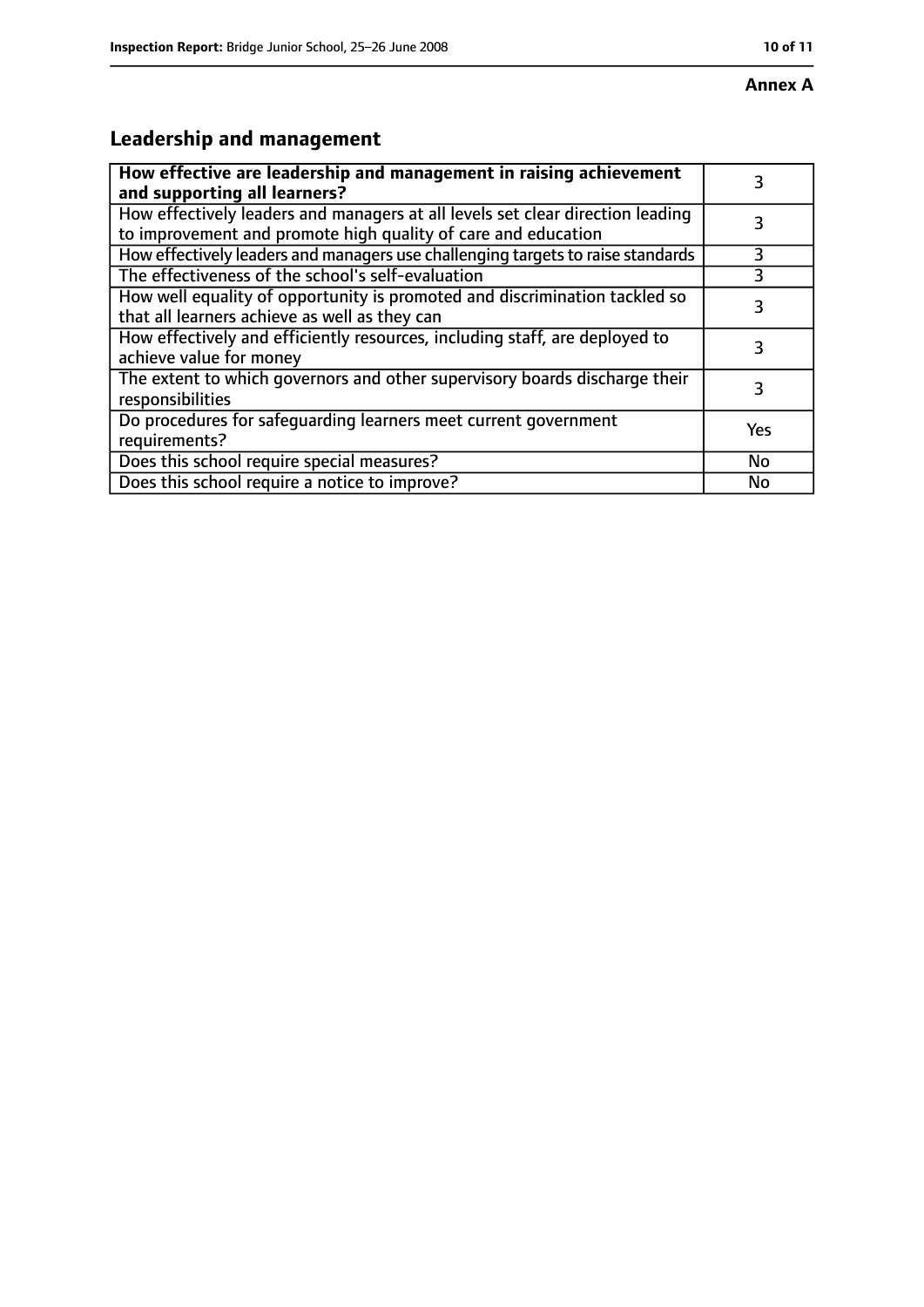**Annex A**

## Leadership and management

| **How effective are leadership and management in raising achievement and supporting all learners?** | 3 |
|---|---|
| How effectively leaders and managers at all levels set clear direction leading to improvement and promote high quality of care and education | 3 |
| How effectively leaders and managers use challenging targets to raise standards | 3 |
| The effectiveness of the school's self-evaluation | 3 |
| How well equality of opportunity is promoted and discrimination tackled so that all learners achieve as well as they can | 3 |
| How effectively and efficiently resources, including staff, are deployed to achieve value for money | 3 |
| The extent to which governors and other supervisory boards discharge their responsibilities | 3 |
| Do procedures for safeguarding learners meet current government requirements? | Yes |
| Does this school require special measures? | No |
| Does this school require a notice to improve? | No |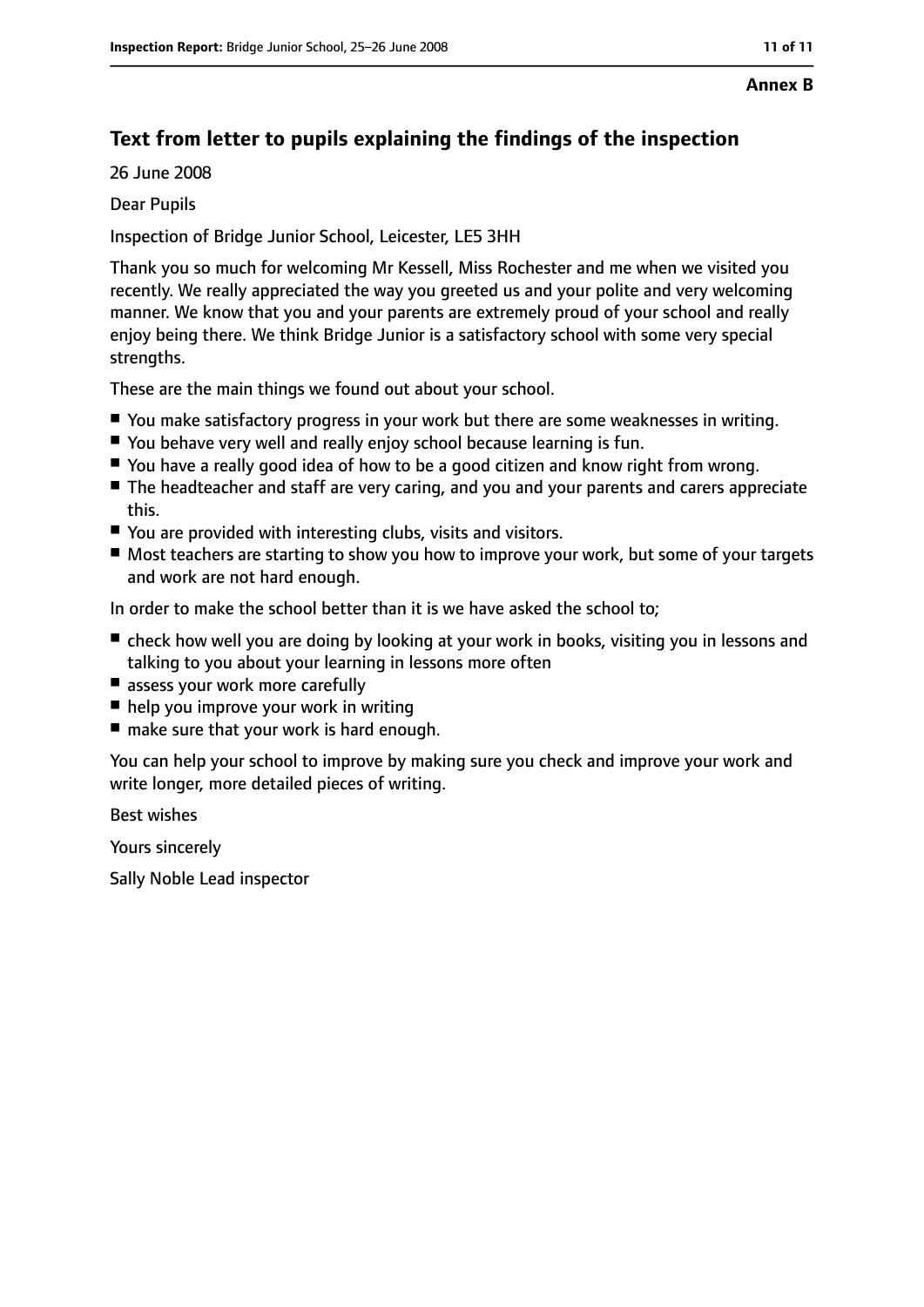**Annex B**

## Text from letter to pupils explaining the findings of the inspection

26 June 2008

Dear Pupils

Inspection of Bridge Junior School, Leicester, LE5 3HH

Thank you so much for welcoming Mr Kessell, Miss Rochester and me when we visited you recently. We really appreciated the way you greeted us and your polite and very welcoming manner. We know that you and your parents are extremely proud of your school and really enjoy being there. We think Bridge Junior is a satisfactory school with some very special strengths.

These are the main things we found out about your school.

- You make satisfactory progress in your work but there are some weaknesses in writing.
- You behave very well and really enjoy school because learning is fun.
- You have a really good idea of how to be a good citizen and know right from wrong.
- The headteacher and staff are very caring, and you and your parents and carers appreciate this.
- You are provided with interesting clubs, visits and visitors.
- Most teachers are starting to show you how to improve your work, but some of your targets and work are not hard enough.

In order to make the school better than it is we have asked the school to;

- check how well you are doing by looking at your work in books, visiting you in lessons and talking to you about your learning in lessons more often
- assess your work more carefully
- help you improve your work in writing
- make sure that your work is hard enough.

You can help your school to improve by making sure you check and improve your work and write longer, more detailed pieces of writing.

Best wishes

Yours sincerely

Sally Noble Lead inspector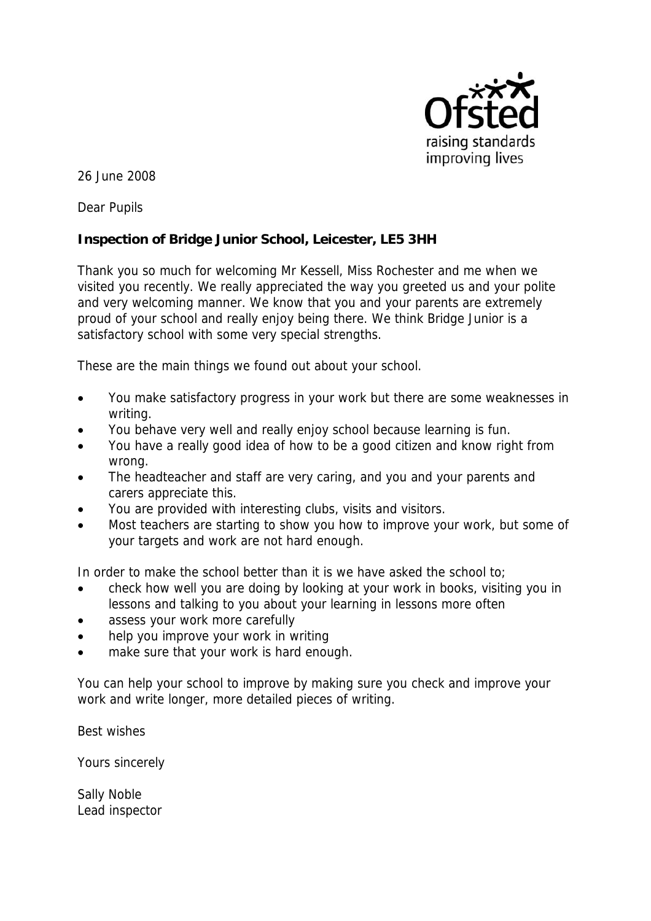26 June 2008

Dear Pupils

**Inspection of Bridge Junior School, Leicester, LE5 3HH**

Thank you so much for welcoming Mr Kessell, Miss Rochester and me when we visited you recently. We really appreciated the way you greeted us and your polite and very welcoming manner. We know that you and your parents are extremely proud of your school and really enjoy being there. We think Bridge Junior is a satisfactory school with some very special strengths.

These are the main things we found out about your school.

- You make satisfactory progress in your work but there are some weaknesses in writing.
- You behave very well and really enjoy school because learning is fun.
- You have a really good idea of how to be a good citizen and know right from wrong.
- The headteacher and staff are very caring, and you and your parents and carers appreciate this.
- You are provided with interesting clubs, visits and visitors.
- Most teachers are starting to show you how to improve your work, but some of your targets and work are not hard enough.

In order to make the school better than it is we have asked the school to;

- check how well you are doing by looking at your work in books, visiting you in lessons and talking to you about your learning in lessons more often
- assess your work more carefully
- help you improve your work in writing
- make sure that your work is hard enough.

You can help your school to improve by making sure you check and improve your work and write longer, more detailed pieces of writing.

Best wishes

Yours sincerely

Sally Noble
Lead inspector